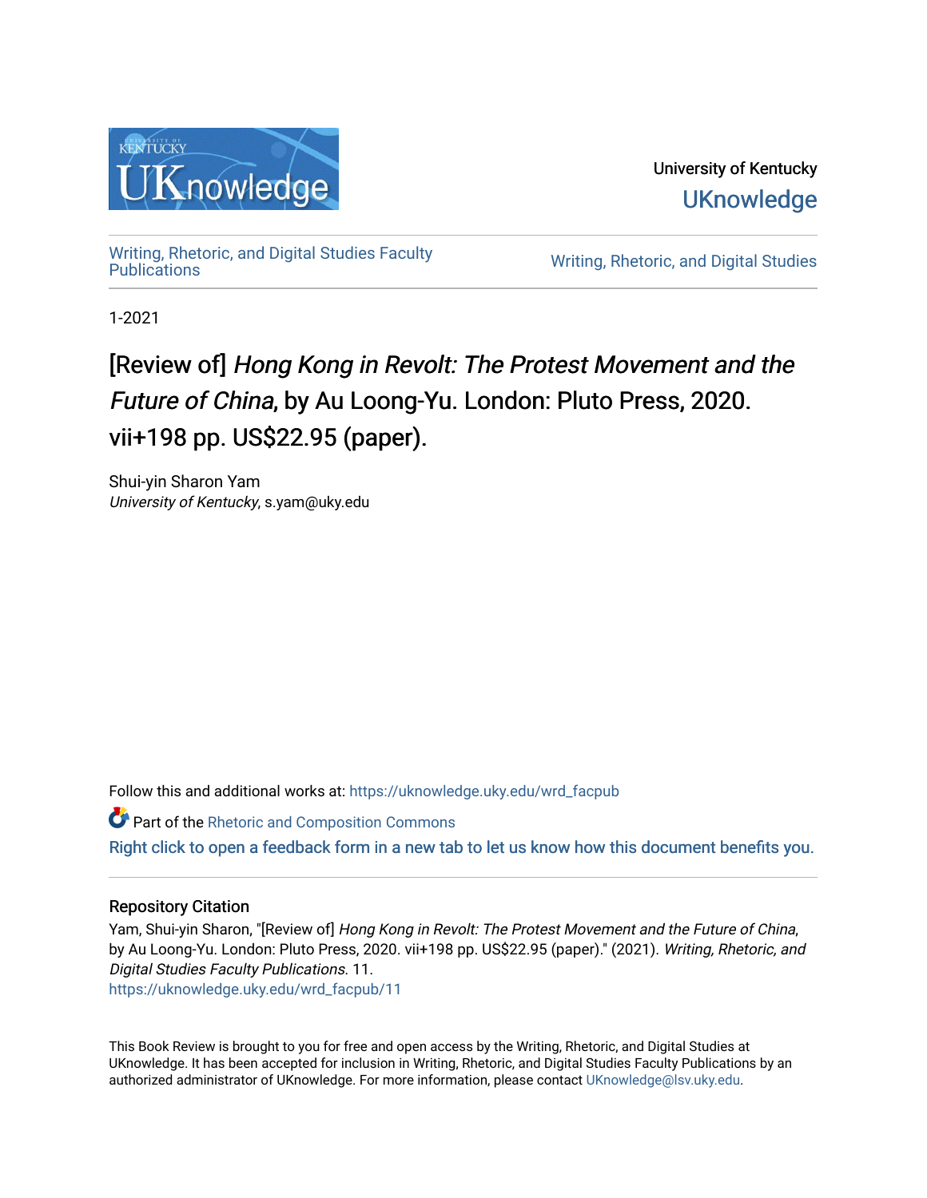University of Kentucky
UKnowledge

Writing, Rhetoric, and Digital Studies Faculty Publications

Writing, Rhetoric, and Digital Studies

1-2021

# [Review of] *Hong Kong in Revolt: The Protest Movement and the Future of China*, by Au Loong-Yu. London: Pluto Press, 2020. vii+198 pp. US$22.95 (paper).

Shui-yin Sharon Yam
*University of Kentucky*, s.yam@uky.edu

Follow this and additional works at: https://uknowledge.uky.edu/wrd_facpub

Part of the Rhetoric and Composition Commons

Right click to open a feedback form in a new tab to let us know how this document benefits you.

## Repository Citation

Yam, Shui-yin Sharon, "[Review of] *Hong Kong in Revolt: The Protest Movement and the Future of China*, by Au Loong-Yu. London: Pluto Press, 2020. vii+198 pp. US$22.95 (paper)." (2021). *Writing, Rhetoric, and Digital Studies Faculty Publications*. 11.
https://uknowledge.uky.edu/wrd_facpub/11

This Book Review is brought to you for free and open access by the Writing, Rhetoric, and Digital Studies at UKnowledge. It has been accepted for inclusion in Writing, Rhetoric, and Digital Studies Faculty Publications by an authorized administrator of UKnowledge. For more information, please contact UKnowledge@lsv.uky.edu.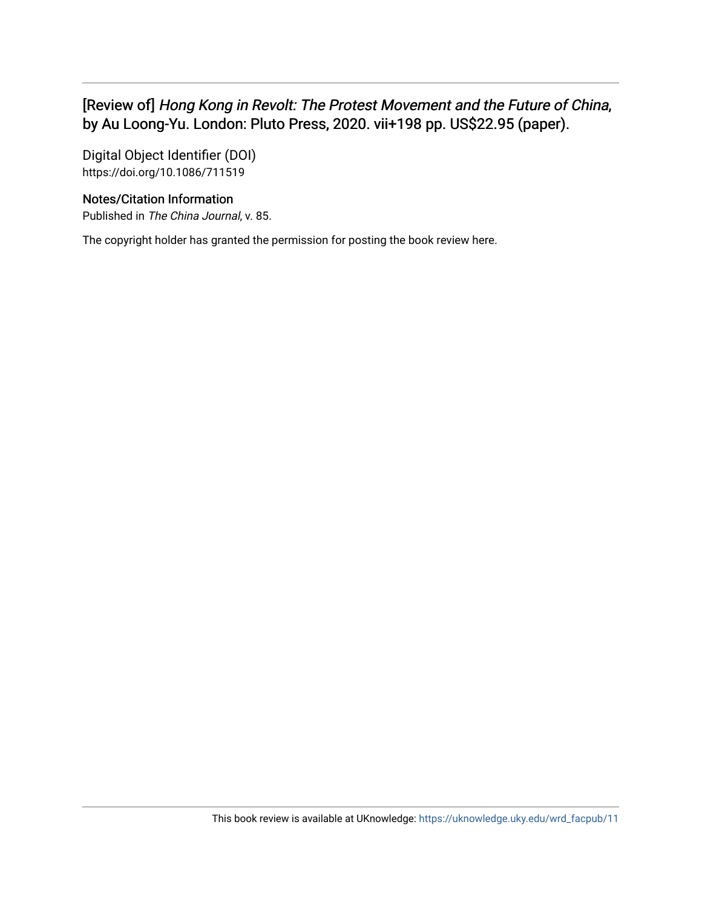[Review of] *Hong Kong in Revolt: The Protest Movement and the Future of China*, by Au Loong-Yu. London: Pluto Press, 2020. vii+198 pp. US$22.95 (paper).

Digital Object Identifier (DOI)
https://doi.org/10.1086/711519

Notes/Citation Information
Published in *The China Journal*, v. 85.

The copyright holder has granted the permission for posting the book review here.

This book review is available at UKnowledge: https://uknowledge.uky.edu/wrd_facpub/11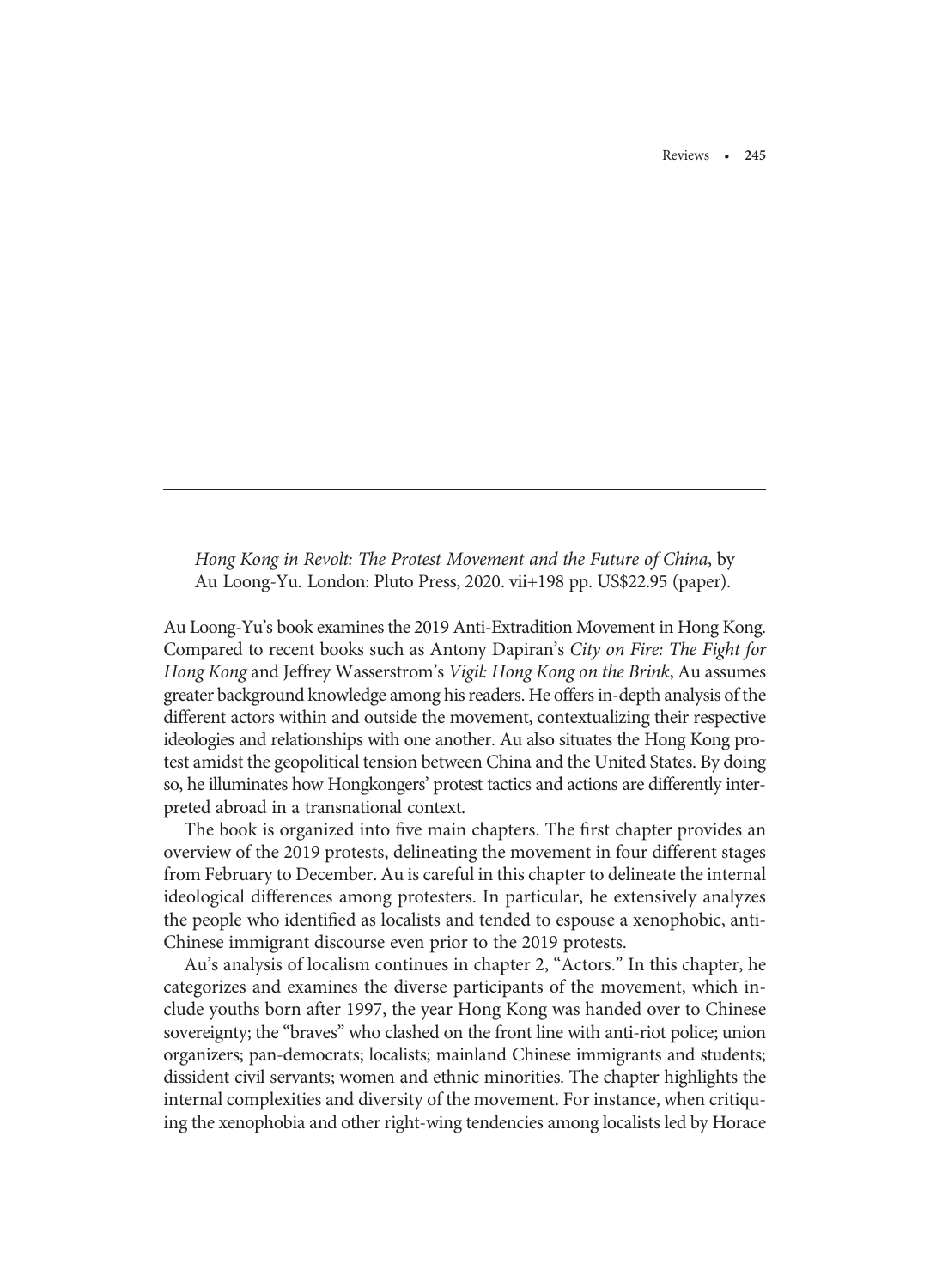*Hong Kong in Revolt: The Protest Movement and the Future of China*, by Au Loong-Yu. London: Pluto Press, 2020. vii+198 pp. US$22.95 (paper).

Au Loong-Yu's book examines the 2019 Anti-Extradition Movement in Hong Kong. Compared to recent books such as Antony Dapiran's *City on Fire: The Fight for Hong Kong* and Jeffrey Wasserstrom's *Vigil: Hong Kong on the Brink*, Au assumes greater background knowledge among his readers. He offers in-depth analysis of the different actors within and outside the movement, contextualizing their respective ideologies and relationships with one another. Au also situates the Hong Kong protest amidst the geopolitical tension between China and the United States. By doing so, he illuminates how Hongkongers' protest tactics and actions are differently interpreted abroad in a transnational context.

The book is organized into five main chapters. The first chapter provides an overview of the 2019 protests, delineating the movement in four different stages from February to December. Au is careful in this chapter to delineate the internal ideological differences among protesters. In particular, he extensively analyzes the people who identified as localists and tended to espouse a xenophobic, anti-Chinese immigrant discourse even prior to the 2019 protests.

Au's analysis of localism continues in chapter 2, "Actors." In this chapter, he categorizes and examines the diverse participants of the movement, which include youths born after 1997, the year Hong Kong was handed over to Chinese sovereignty; the "braves" who clashed on the front line with anti-riot police; union organizers; pan-democrats; localists; mainland Chinese immigrants and students; dissident civil servants; women and ethnic minorities. The chapter highlights the internal complexities and diversity of the movement. For instance, when critiquing the xenophobia and other right-wing tendencies among localists led by Horace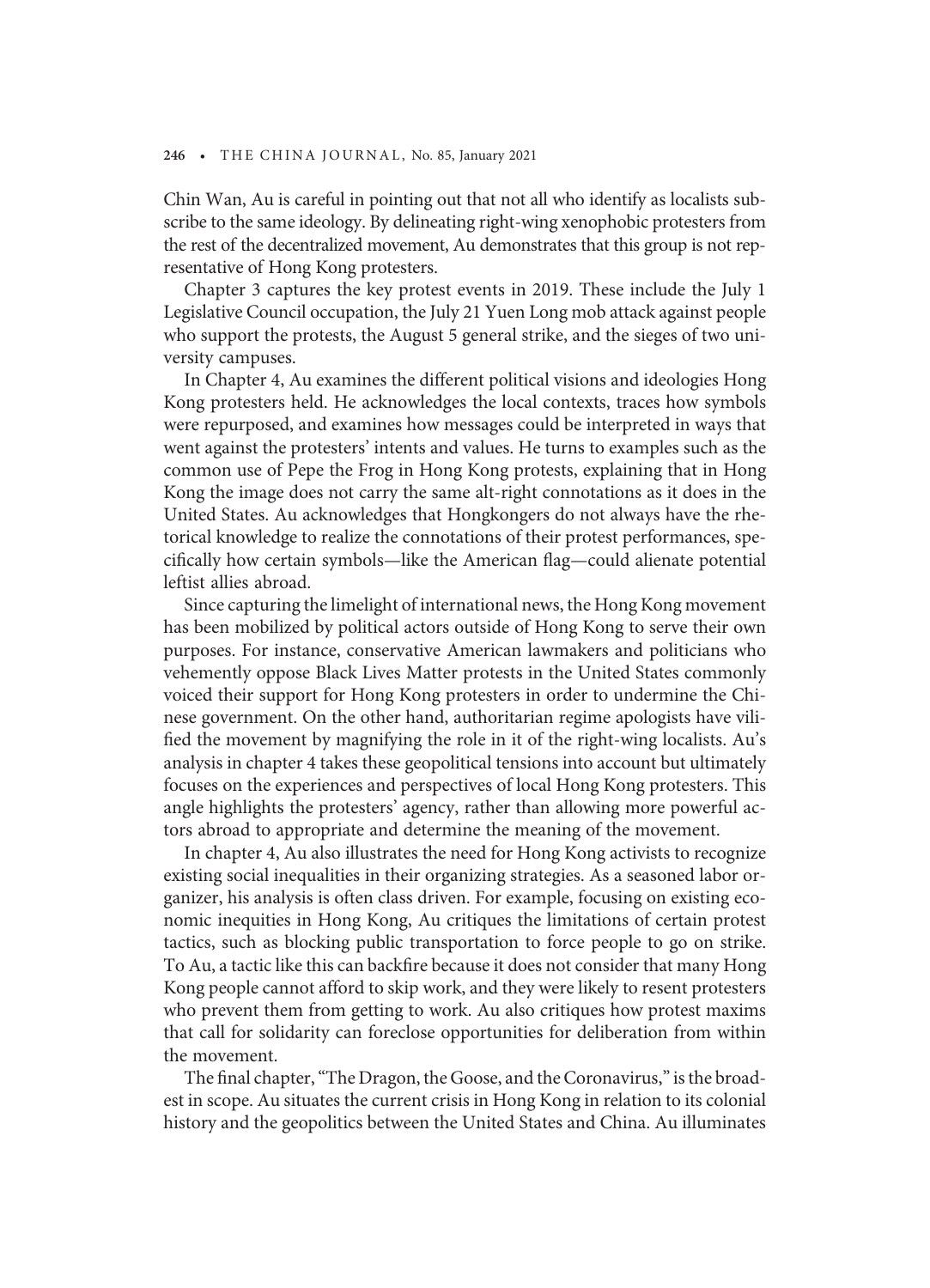Chin Wan, Au is careful in pointing out that not all who identify as localists subscribe to the same ideology. By delineating right-wing xenophobic protesters from the rest of the decentralized movement, Au demonstrates that this group is not representative of Hong Kong protesters.

Chapter 3 captures the key protest events in 2019. These include the July 1 Legislative Council occupation, the July 21 Yuen Long mob attack against people who support the protests, the August 5 general strike, and the sieges of two university campuses.

In Chapter 4, Au examines the different political visions and ideologies Hong Kong protesters held. He acknowledges the local contexts, traces how symbols were repurposed, and examines how messages could be interpreted in ways that went against the protesters' intents and values. He turns to examples such as the common use of Pepe the Frog in Hong Kong protests, explaining that in Hong Kong the image does not carry the same alt-right connotations as it does in the United States. Au acknowledges that Hongkongers do not always have the rhetorical knowledge to realize the connotations of their protest performances, specifically how certain symbols—like the American flag—could alienate potential leftist allies abroad.

Since capturing the limelight of international news, the Hong Kong movement has been mobilized by political actors outside of Hong Kong to serve their own purposes. For instance, conservative American lawmakers and politicians who vehemently oppose Black Lives Matter protests in the United States commonly voiced their support for Hong Kong protesters in order to undermine the Chinese government. On the other hand, authoritarian regime apologists have vilified the movement by magnifying the role in it of the right-wing localists. Au's analysis in chapter 4 takes these geopolitical tensions into account but ultimately focuses on the experiences and perspectives of local Hong Kong protesters. This angle highlights the protesters' agency, rather than allowing more powerful actors abroad to appropriate and determine the meaning of the movement.

In chapter 4, Au also illustrates the need for Hong Kong activists to recognize existing social inequalities in their organizing strategies. As a seasoned labor organizer, his analysis is often class driven. For example, focusing on existing economic inequities in Hong Kong, Au critiques the limitations of certain protest tactics, such as blocking public transportation to force people to go on strike. To Au, a tactic like this can backfire because it does not consider that many Hong Kong people cannot afford to skip work, and they were likely to resent protesters who prevent them from getting to work. Au also critiques how protest maxims that call for solidarity can foreclose opportunities for deliberation from within the movement.

The final chapter, "The Dragon, the Goose, and the Coronavirus," is the broadest in scope. Au situates the current crisis in Hong Kong in relation to its colonial history and the geopolitics between the United States and China. Au illuminates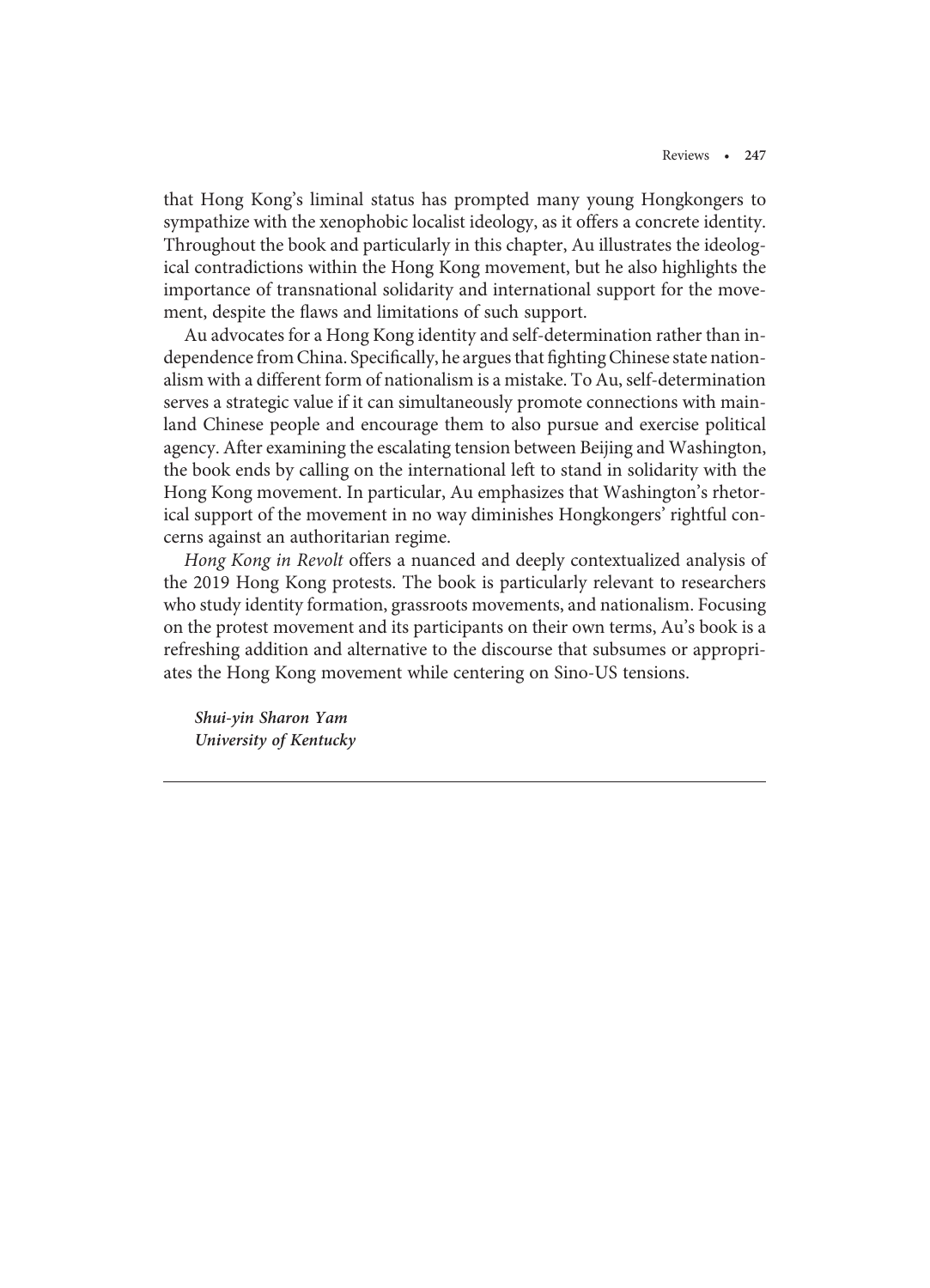that Hong Kong's liminal status has prompted many young Hongkongers to sympathize with the xenophobic localist ideology, as it offers a concrete identity. Throughout the book and particularly in this chapter, Au illustrates the ideological contradictions within the Hong Kong movement, but he also highlights the importance of transnational solidarity and international support for the movement, despite the flaws and limitations of such support.

Au advocates for a Hong Kong identity and self-determination rather than independence from China. Specifically, he argues that fighting Chinese state nationalism with a different form of nationalism is a mistake. To Au, self-determination serves a strategic value if it can simultaneously promote connections with mainland Chinese people and encourage them to also pursue and exercise political agency. After examining the escalating tension between Beijing and Washington, the book ends by calling on the international left to stand in solidarity with the Hong Kong movement. In particular, Au emphasizes that Washington's rhetorical support of the movement in no way diminishes Hongkongers' rightful concerns against an authoritarian regime.

*Hong Kong in Revolt* offers a nuanced and deeply contextualized analysis of the 2019 Hong Kong protests. The book is particularly relevant to researchers who study identity formation, grassroots movements, and nationalism. Focusing on the protest movement and its participants on their own terms, Au's book is a refreshing addition and alternative to the discourse that subsumes or appropriates the Hong Kong movement while centering on Sino-US tensions.

***Shui-yin Sharon Yam***
***University of Kentucky***